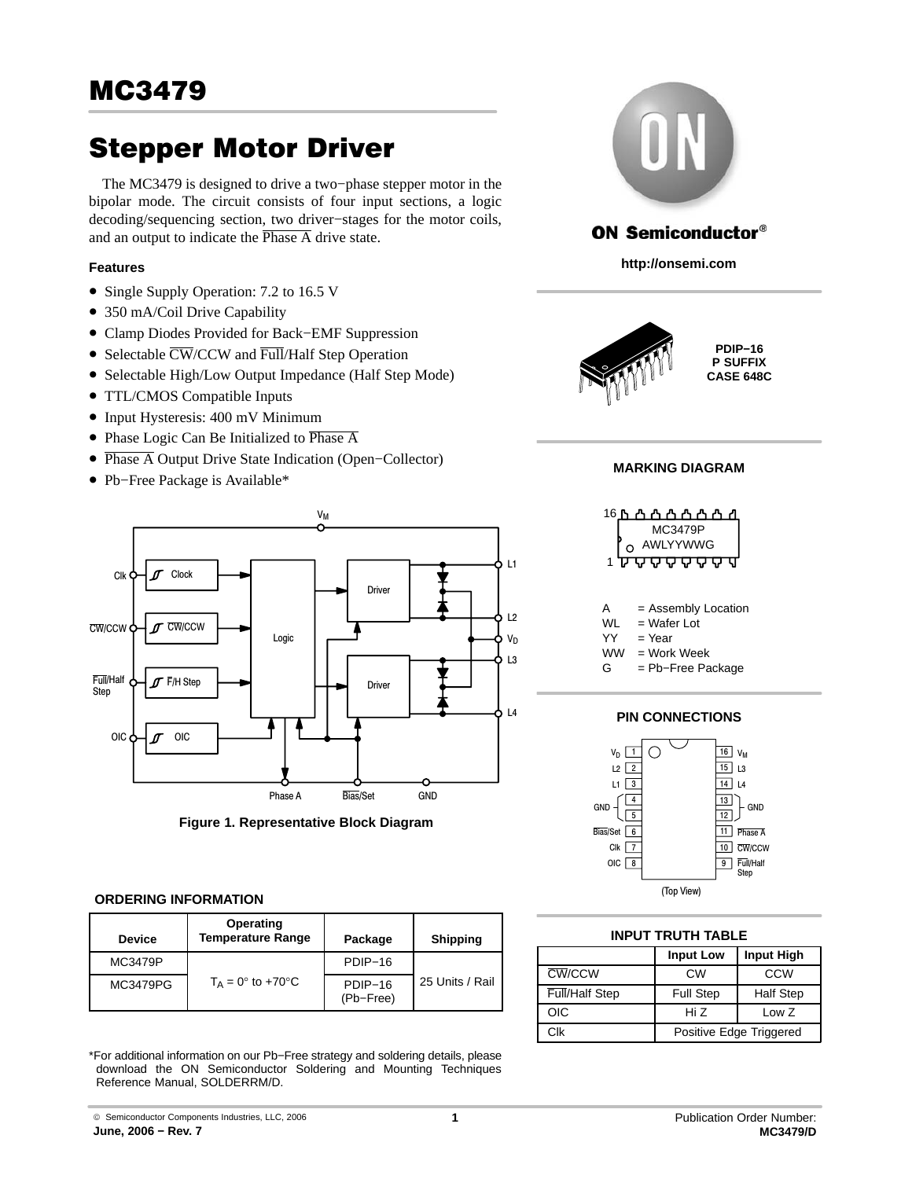# MC3479

# Stepper Motor Driver

The MC3479 is designed to drive a two−phase stepper motor in the bipolar mode. The circuit consists of four input sections, a logic decoding/sequencing section, two driver−stages for the motor coils, and an output to indicate the $\overline{\text{Phase A}}$ drive state.

### Features

- Single Supply Operation: 7.2 to 16.5 V
- 350 mA/Coil Drive Capability
- Clamp Diodes Provided for Back−EMF Suppression
- Selectable $\overline{\text{CW}}$/CCW and $\overline{\text{Full}}$/Half Step Operation
- Selectable High/Low Output Impedance (Half Step Mode)
- TTL/CMOS Compatible Inputs
- Input Hysteresis: 400 mV Minimum
- Phase Logic Can Be Initialized to $\overline{\text{Phase A}}$
- $\overline{\text{Phase A}}$ Output Drive State Indication (Open−Collector)
- Pb−Free Package is Available*

**Figure 1. Representative Block Diagram**

**ON Semiconductor®**

**http://onsemi.com**

**PDIP−16**
**P SUFFIX**
**CASE 648C**

### MARKING DIAGRAM

MC3479P
AWLYYWWG

A = Assembly Location
WL = Wafer Lot
YY = Year
WW = Work Week
G = Pb−Free Package

### PIN CONNECTIONS

| Pin | Name | Pin | Name |
|---|---|---|---|
| 1 | $V_D$ | 16 | $V_M$ |
| 2 | L2 | 15 | L3 |
| 3 | L1 | 14 | L4 |
| 4 | GND | 13 | GND |
| 5 | GND | 12 | GND |
| 6 | $\overline{\text{Bias}}$/Set | 11 | $\overline{\text{Phase A}}$ |
| 7 | Clk | 10 | $\overline{\text{CW}}$/CCW |
| 8 | OIC | 9 | $\overline{\text{Full}}$/Half Step |

(Top View)

### INPUT TRUTH TABLE

| | Input Low | Input High |
|---|---|---|
| $\overline{\text{CW}}$/CCW | CW | CCW |
| $\overline{\text{Full}}$/Half Step | Full Step | Half Step |
| OIC | Hi Z | Low Z |
| Clk | Positive Edge Triggered | |

### ORDERING INFORMATION

| Device | Operating Temperature Range | Package | Shipping |
|---|---|---|---|
| MC3479P | $T_A$ = 0° to +70°C | PDIP−16 | 25 Units / Rail |
| MC3479PG | | PDIP−16 (Pb−Free) | |

*For additional information on our Pb−Free strategy and soldering details, please download the ON Semiconductor Soldering and Mounting Techniques Reference Manual, SOLDERRM/D.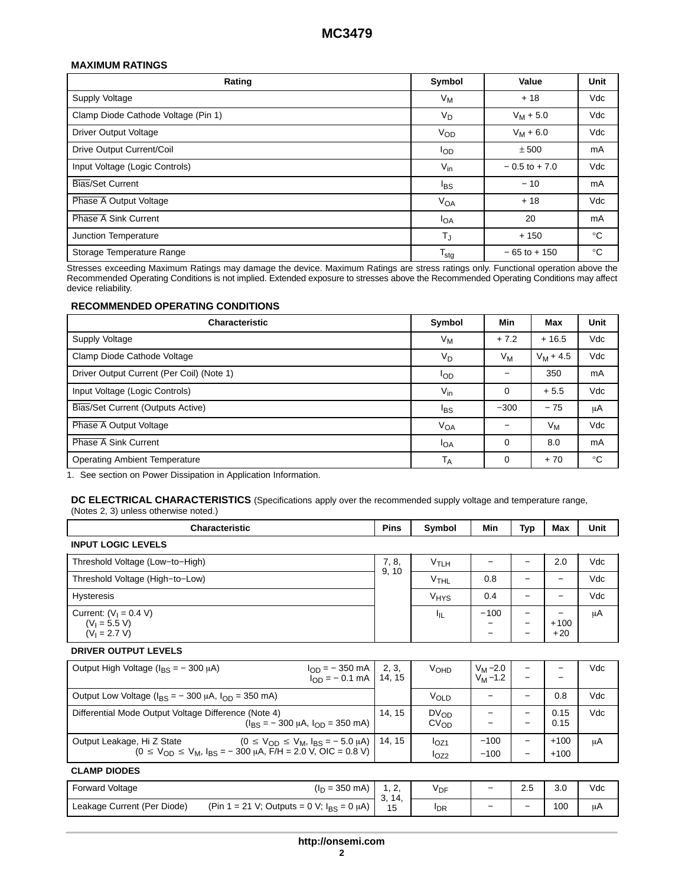### MAXIMUM RATINGS

| Rating | Symbol | Value | Unit |
|---|---|---|---|
| Supply Voltage | $V_M$ | + 18 | Vdc |
| Clamp Diode Cathode Voltage (Pin 1) | $V_D$ | $V_M$ + 5.0 | Vdc |
| Driver Output Voltage | $V_{OD}$ | $V_M$ + 6.0 | Vdc |
| Drive Output Current/Coil | $I_{OD}$ | ± 500 | mA |
| Input Voltage (Logic Controls) | $V_{in}$ | − 0.5 to + 7.0 | Vdc |
| $\overline{\text{Bias}}$/Set Current | $I_{BS}$ | − 10 | mA |
| $\overline{\text{Phase A}}$ Output Voltage | $V_{OA}$ | + 18 | Vdc |
| $\overline{\text{Phase A}}$ Sink Current | $I_{OA}$ | 20 | mA |
| Junction Temperature | $T_J$ | + 150 | °C |
| Storage Temperature Range | $T_{stg}$ | − 65 to + 150 | °C |

Stresses exceeding Maximum Ratings may damage the device. Maximum Ratings are stress ratings only. Functional operation above the Recommended Operating Conditions is not implied. Extended exposure to stresses above the Recommended Operating Conditions may affect device reliability.

### RECOMMENDED OPERATING CONDITIONS

| Characteristic | Symbol | Min | Max | Unit |
|---|---|---|---|---|
| Supply Voltage | $V_M$ | + 7.2 | + 16.5 | Vdc |
| Clamp Diode Cathode Voltage | $V_D$ | $V_M$ | $V_M$ + 4.5 | Vdc |
| Driver Output Current (Per Coil) (Note 1) | $I_{OD}$ | − | 350 | mA |
| Input Voltage (Logic Controls) | $V_{in}$ | 0 | + 5.5 | Vdc |
| $\overline{\text{Bias}}$/Set Current (Outputs Active) | $I_{BS}$ | −300 | − 75 | μA |
| $\overline{\text{Phase A}}$ Output Voltage | $V_{OA}$ | − | $V_M$ | Vdc |
| $\overline{\text{Phase A}}$ Sink Current | $I_{OA}$ | 0 | 8.0 | mA |
| Operating Ambient Temperature | $T_A$ | 0 | + 70 | °C |

1. See section on Power Dissipation in Application Information.

### DC ELECTRICAL CHARACTERISTICS (Specifications apply over the recommended supply voltage and temperature range, (Notes 2, 3) unless otherwise noted.)

| Characteristic | Pins | Symbol | Min | Typ | Max | Unit |
|---|---|---|---|---|---|---|
| **INPUT LOGIC LEVELS** | | | | | | |
| Threshold Voltage (Low−to−High) | 7, 8, 9, 10 | $V_{TLH}$ | − | − | 2.0 | Vdc |
| Threshold Voltage (High−to−Low) | | $V_{THL}$ | 0.8 | − | − | Vdc |
| Hysteresis | | $V_{HYS}$ | 0.4 | − | − | Vdc |
| Current: ($V_I$ = 0.4 V)<br>($V_I$ = 5.5 V)<br>($V_I$ = 2.7 V) | | $I_{IL}$ | −100<br>−<br>− | −<br>−<br>− | −<br>+100<br>+20 | μA |
| **DRIVER OUTPUT LEVELS** | | | | | | |
| Output High Voltage ($I_{BS}$ = − 300 μA) $I_{OD}$ = − 350 mA<br>$I_{OD}$ = − 0.1 mA | 2, 3, 14, 15 | $V_{OHD}$ | $V_M$ −2.0<br>$V_M$ −1.2 | −<br>− | −<br>− | Vdc |
| Output Low Voltage ($I_{BS}$ = − 300 μA, $I_{OD}$ = 350 mA) | | $V_{OLD}$ | − | − | 0.8 | Vdc |
| Differential Mode Output Voltage Difference (Note 4)<br>($I_{BS}$ = − 300 μA, $I_{OD}$ = 350 mA) | 14, 15 | $DV_{OD}$<br>$CV_{OD}$ | −<br>− | −<br>− | 0.15<br>0.15 | Vdc |
| Output Leakage, Hi Z State (0 ≤ $V_{OD}$ ≤ $V_M$, $I_{BS}$ = − 5.0 μA)<br>(0 ≤ $V_{OD}$ ≤ $V_M$, $I_{BS}$ = − 300 μA, F/H = 2.0 V, OIC = 0.8 V) | 14, 15 | $I_{OZ1}$<br>$I_{OZ2}$ | −100<br>−100 | −<br>− | +100<br>+100 | μA |
| **CLAMP DIODES** | | | | | | |
| Forward Voltage ($I_D$ = 350 mA) | 1, 2, 3, 14, 15 | $V_{DF}$ | − | 2.5 | 3.0 | Vdc |
| Leakage Current (Per Diode) (Pin 1 = 21 V; Outputs = 0 V; $I_{BS}$ = 0 μA) | | $I_{DR}$ | − | − | 100 | μA |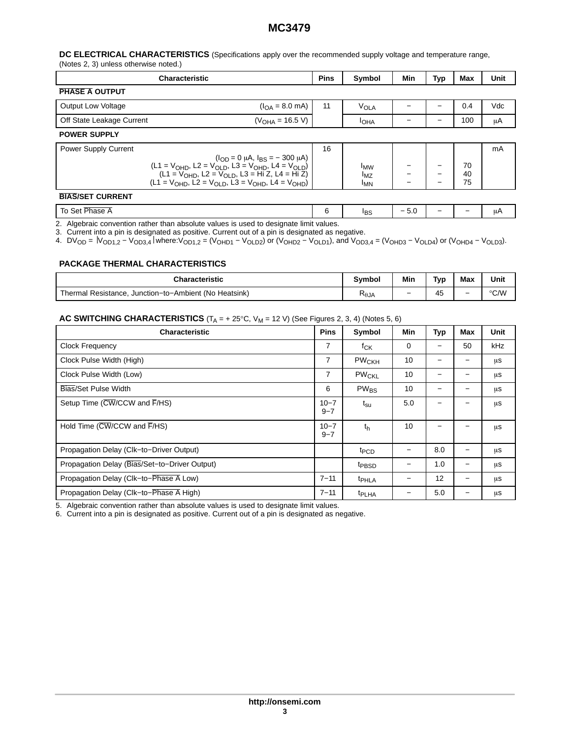**DC ELECTRICAL CHARACTERISTICS** (Specifications apply over the recommended supply voltage and temperature range, (Notes 2, 3) unless otherwise noted.)

| Characteristic | Pins | Symbol | Min | Typ | Max | Unit |
|---|---|---|---|---|---|---|
| **$\overline{\text{PHASE A}}$ OUTPUT** | | | | | | |
| Output Low Voltage ($I_{OA}$ = 8.0 mA) | 11 | $V_{OLA}$ | − | − | 0.4 | Vdc |
| Off State Leakage Current ($V_{OHA}$ = 16.5 V) | | $I_{OHA}$ | − | − | 100 | μA |
| **POWER SUPPLY** | | | | | | |
| Power Supply Current ($I_{OD}$ = 0 μA, $I_{BS}$ = − 300 μA) | 16 | | | | | mA |
| ($L1 = V_{OHD}$, $L2 = V_{OLD}$, $L3 = V_{OHD}$, $L4 = V_{OLD}$) | | $I_{MW}$ | − | − | 70 | |
| ($L1 = V_{OHD}$, $L2 = V_{OLD}$, L3 = Hi Z, L4 = Hi Z) | | $I_{MZ}$ | − | − | 40 | |
| ($L1 = V_{OHD}$, $L2 = V_{OLD}$, $L3 = V_{OHD}$, $L4 = V_{OHD}$) | | $I_{MN}$ | − | − | 75 | |
| **$\overline{\text{BIAS}}$/SET CURRENT** | | | | | | |
| To Set $\overline{\text{Phase A}}$ | 6 | $I_{BS}$ | − 5.0 | − | − | μA |

2. Algebraic convention rather than absolute values is used to designate limit values.
3. Current into a pin is designated as positive. Current out of a pin is designated as negative.
4. $DV_{OD} = |V_{OD1,2} - V_{OD3,4}|$ where: $V_{OD1,2} = (V_{OHD1} - V_{OLD2})$ or $(V_{OHD2} - V_{OLD1})$, and $V_{OD3,4} = (V_{OHD3} - V_{OLD4})$ or $(V_{OHD4} - V_{OLD3})$.

**PACKAGE THERMAL CHARACTERISTICS**

| Characteristic | Symbol | Min | Typ | Max | Unit |
|---|---|---|---|---|---|
| Thermal Resistance, Junction−to−Ambient (No Heatsink) | $R_{\theta JA}$ | − | 45 | − | °C/W |

**AC SWITCHING CHARACTERISTICS** ($T_A$ = + 25°C, $V_M$ = 12 V) (See Figures 2, 3, 4) (Notes 5, 6)

| Characteristic | Pins | Symbol | Min | Typ | Max | Unit |
|---|---|---|---|---|---|---|
| Clock Frequency | 7 | $f_{CK}$ | 0 | − | 50 | kHz |
| Clock Pulse Width (High) | 7 | $PW_{CKH}$ | 10 | − | − | μs |
| Clock Pulse Width (Low) | 7 | $PW_{CKL}$ | 10 | − | − | μs |
| $\overline{\text{Bias}}$/Set Pulse Width | 6 | $PW_{BS}$ | 10 | − | − | μs |
| Setup Time ($\overline{\text{CW}}$/CCW and $\overline{\text{F}}$/HS) | 10−7<br>9−7 | $t_{su}$ | 5.0 | − | − | μs |
| Hold Time ($\overline{\text{CW}}$/CCW and $\overline{\text{F}}$/HS) | 10−7<br>9−7 | $t_h$ | 10 | − | − | μs |
| Propagation Delay (Clk−to−Driver Output) | | $t_{PCD}$ | − | 8.0 | − | μs |
| Propagation Delay ($\overline{\text{Bias}}$/Set−to−Driver Output) | | $t_{PBSD}$ | − | 1.0 | − | μs |
| Propagation Delay (Clk−to−$\overline{\text{Phase A}}$ Low) | 7−11 | $t_{PHLA}$ | − | 12 | − | μs |
| Propagation Delay (Clk−to−$\overline{\text{Phase A}}$ High) | 7−11 | $t_{PLHA}$ | − | 5.0 | − | μs |

5. Algebraic convention rather than absolute values is used to designate limit values.
6. Current into a pin is designated as positive. Current out of a pin is designated as negative.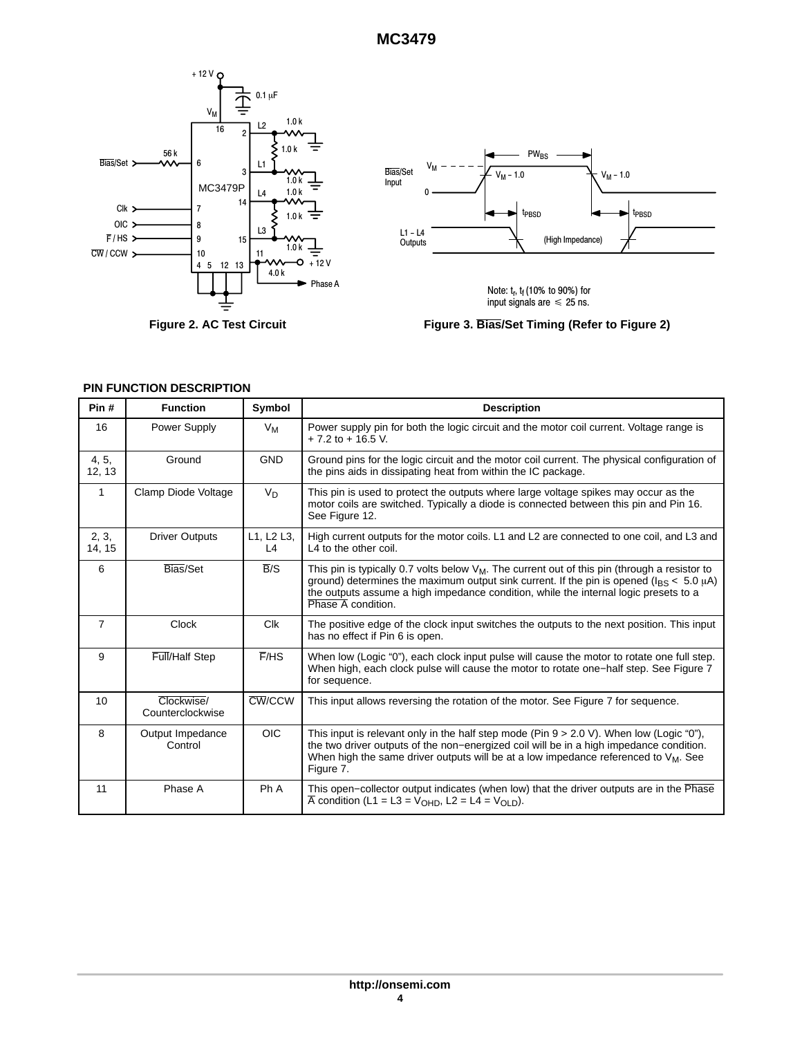Figure 2. AC Test Circuit

Note: $t_r$, $t_f$ (10% to 90%) for input signals are ≤ 25 ns.

Figure 3. $\overline{\text{Bias}}$/Set Timing (Refer to Figure 2)

**PIN FUNCTION DESCRIPTION**

| Pin # | Function | Symbol | Description |
|---|---|---|---|
| 16 | Power Supply | $V_M$ | Power supply pin for both the logic circuit and the motor coil current. Voltage range is + 7.2 to + 16.5 V. |
| 4, 5, 12, 13 | Ground | GND | Ground pins for the logic circuit and the motor coil current. The physical configuration of the pins aids in dissipating heat from within the IC package. |
| 1 | Clamp Diode Voltage | $V_D$ | This pin is used to protect the outputs where large voltage spikes may occur as the motor coils are switched. Typically a diode is connected between this pin and Pin 16. See Figure 12. |
| 2, 3, 14, 15 | Driver Outputs | L1, L2 L3, L4 | High current outputs for the motor coils. L1 and L2 are connected to one coil, and L3 and L4 to the other coil. |
| 6 | $\overline{\text{Bias}}$/Set | $\overline{\text{B}}$/S | This pin is typically 0.7 volts below $V_M$. The current out of this pin (through a resistor to ground) determines the maximum output sink current. If the pin is opened ($I_{BS}$ < 5.0 μA) the outputs assume a high impedance condition, while the internal logic presets to a $\overline{\text{Phase A}}$ condition. |
| 7 | Clock | Clk | The positive edge of the clock input switches the outputs to the next position. This input has no effect if Pin 6 is open. |
| 9 | $\overline{\text{Full}}$/Half Step | $\overline{\text{F}}$/HS | When low (Logic “0”), each clock input pulse will cause the motor to rotate one full step. When high, each clock pulse will cause the motor to rotate one−half step. See Figure 7 for sequence. |
| 10 | $\overline{\text{Clockwise}}$/ Counterclockwise | $\overline{\text{CW}}$/CCW | This input allows reversing the rotation of the motor. See Figure 7 for sequence. |
| 8 | Output Impedance Control | OIC | This input is relevant only in the half step mode (Pin 9 > 2.0 V). When low (Logic “0”), the two driver outputs of the non−energized coil will be in a high impedance condition. When high the same driver outputs will be at a low impedance referenced to $V_M$. See Figure 7. |
| 11 | Phase A | Ph A | This open−collector output indicates (when low) that the driver outputs are in the $\overline{\text{Phase A}}$ condition (L1 = L3 = $V_{OHD}$, L2 = L4 = $V_{OLD}$). |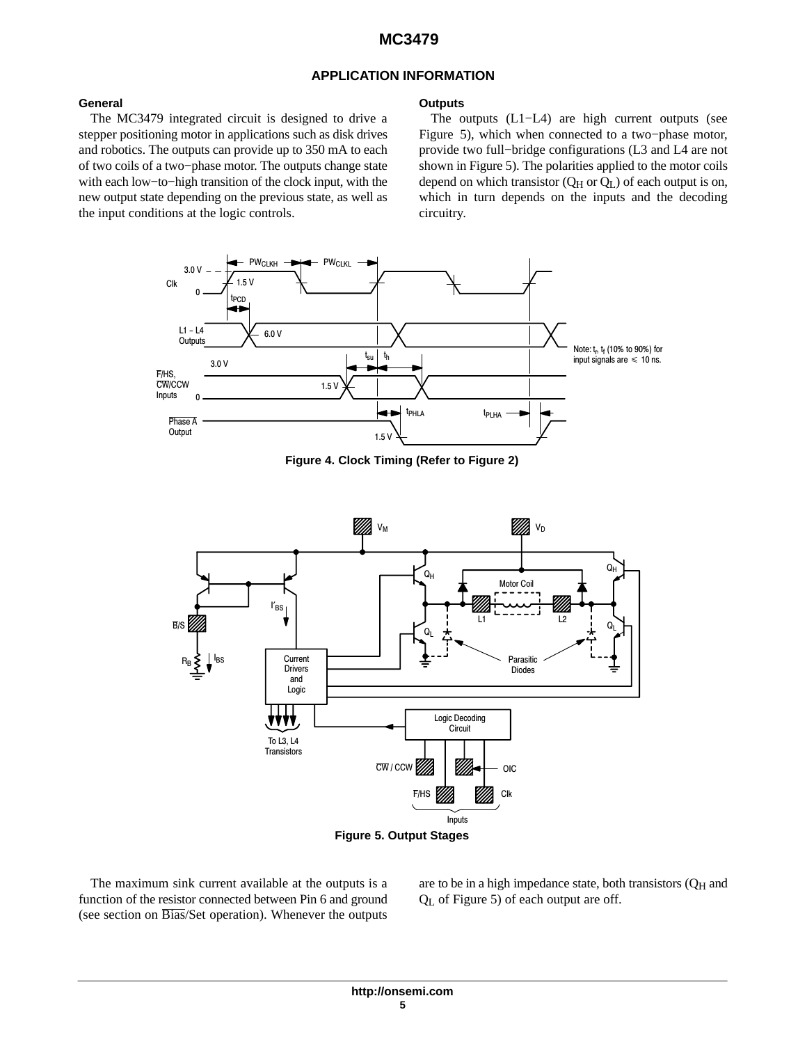## APPLICATION INFORMATION

### General

The MC3479 integrated circuit is designed to drive a stepper positioning motor in applications such as disk drives and robotics. The outputs can provide up to 350 mA to each of two coils of a two−phase motor. The outputs change state with each low−to−high transition of the clock input, with the new output state depending on the previous state, as well as the input conditions at the logic controls.

### Outputs

The outputs (L1−L4) are high current outputs (see Figure 5), which when connected to a two−phase motor, provide two full−bridge configurations (L3 and L4 are not shown in Figure 5). The polarities applied to the motor coils depend on which transistor ($Q_H$ or $Q_L$) of each output is on, which in turn depends on the inputs and the decoding circuitry.

**Figure 4. Clock Timing (Refer to Figure 2)**

**Figure 5. Output Stages**

The maximum sink current available at the outputs is a function of the resistor connected between Pin 6 and ground (see section on $\overline{\text{Bias}}$/Set operation). Whenever the outputs are to be in a high impedance state, both transistors ($Q_H$ and $Q_L$ of Figure 5) of each output are off.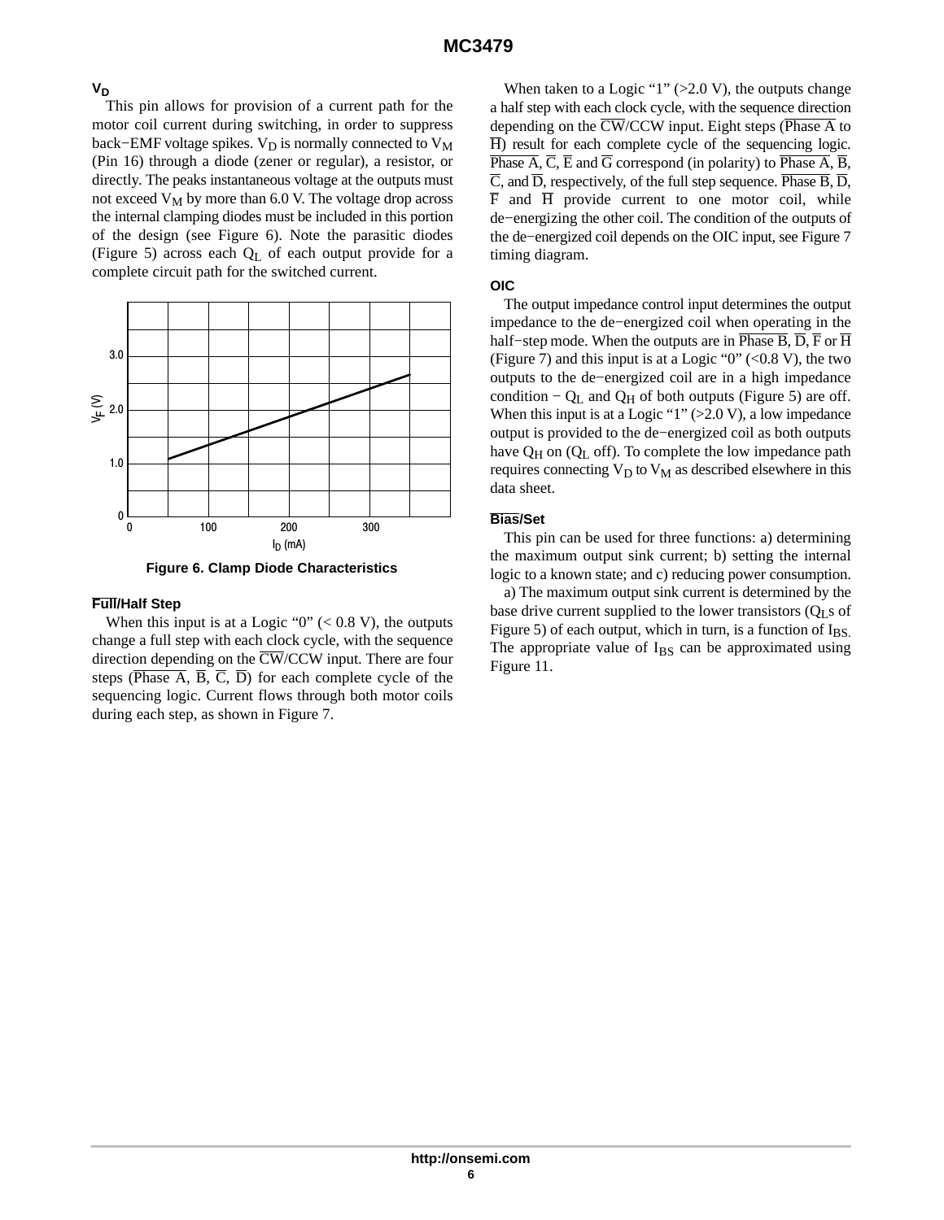### $V_D$

This pin allows for provision of a current path for the motor coil current during switching, in order to suppress back−EMF voltage spikes. $V_D$ is normally connected to $V_M$ (Pin 16) through a diode (zener or regular), a resistor, or directly. The peaks instantaneous voltage at the outputs must not exceed $V_M$ by more than 6.0 V. The voltage drop across the internal clamping diodes must be included in this portion of the design (see Figure 6). Note the parasitic diodes (Figure 5) across each $Q_L$ of each output provide for a complete circuit path for the switched current.

**Figure 6. Clamp Diode Characteristics**

### $\overline{\text{Full}}$/Half Step

When this input is at a Logic "0" (< 0.8 V), the outputs change a full step with each clock cycle, with the sequence direction depending on the $\overline{\text{CW}}$/CCW input. There are four steps ($\overline{\text{Phase A}}$, $\overline{\text{B}}$, $\overline{\text{C}}$, $\overline{\text{D}}$) for each complete cycle of the sequencing logic. Current flows through both motor coils during each step, as shown in Figure 7.

When taken to a Logic "1" (>2.0 V), the outputs change a half step with each clock cycle, with the sequence direction depending on the $\overline{\text{CW}}$/CCW input. Eight steps ($\overline{\text{Phase A}}$ to $\overline{\text{H}}$) result for each complete cycle of the sequencing logic. $\overline{\text{Phase A}}$, $\overline{\text{C}}$, $\overline{\text{E}}$ and $\overline{\text{G}}$ correspond (in polarity) to $\overline{\text{Phase A}}$, $\overline{\text{B}}$, $\overline{\text{C}}$, and $\overline{\text{D}}$, respectively, of the full step sequence. $\overline{\text{Phase B}}$, $\overline{\text{D}}$, $\overline{\text{F}}$ and $\overline{\text{H}}$ provide current to one motor coil, while de−energizing the other coil. The condition of the outputs of the de−energized coil depends on the OIC input, see Figure 7 timing diagram.

### OIC

The output impedance control input determines the output impedance to the de−energized coil when operating in the half−step mode. When the outputs are in $\overline{\text{Phase B}}$, $\overline{\text{D}}$, $\overline{\text{F}}$ or $\overline{\text{H}}$ (Figure 7) and this input is at a Logic "0" (<0.8 V), the two outputs to the de−energized coil are in a high impedance condition − $Q_L$ and $Q_H$ of both outputs (Figure 5) are off. When this input is at a Logic "1" (>2.0 V), a low impedance output is provided to the de−energized coil as both outputs have $Q_H$ on ($Q_L$ off). To complete the low impedance path requires connecting $V_D$ to $V_M$ as described elsewhere in this data sheet.

### $\overline{\text{Bias}}$/Set

This pin can be used for three functions: a) determining the maximum output sink current; b) setting the internal logic to a known state; and c) reducing power consumption.

a) The maximum output sink current is determined by the base drive current supplied to the lower transistors ($Q_L$s of Figure 5) of each output, which in turn, is a function of $I_{BS}$. The appropriate value of $I_{BS}$ can be approximated using Figure 11.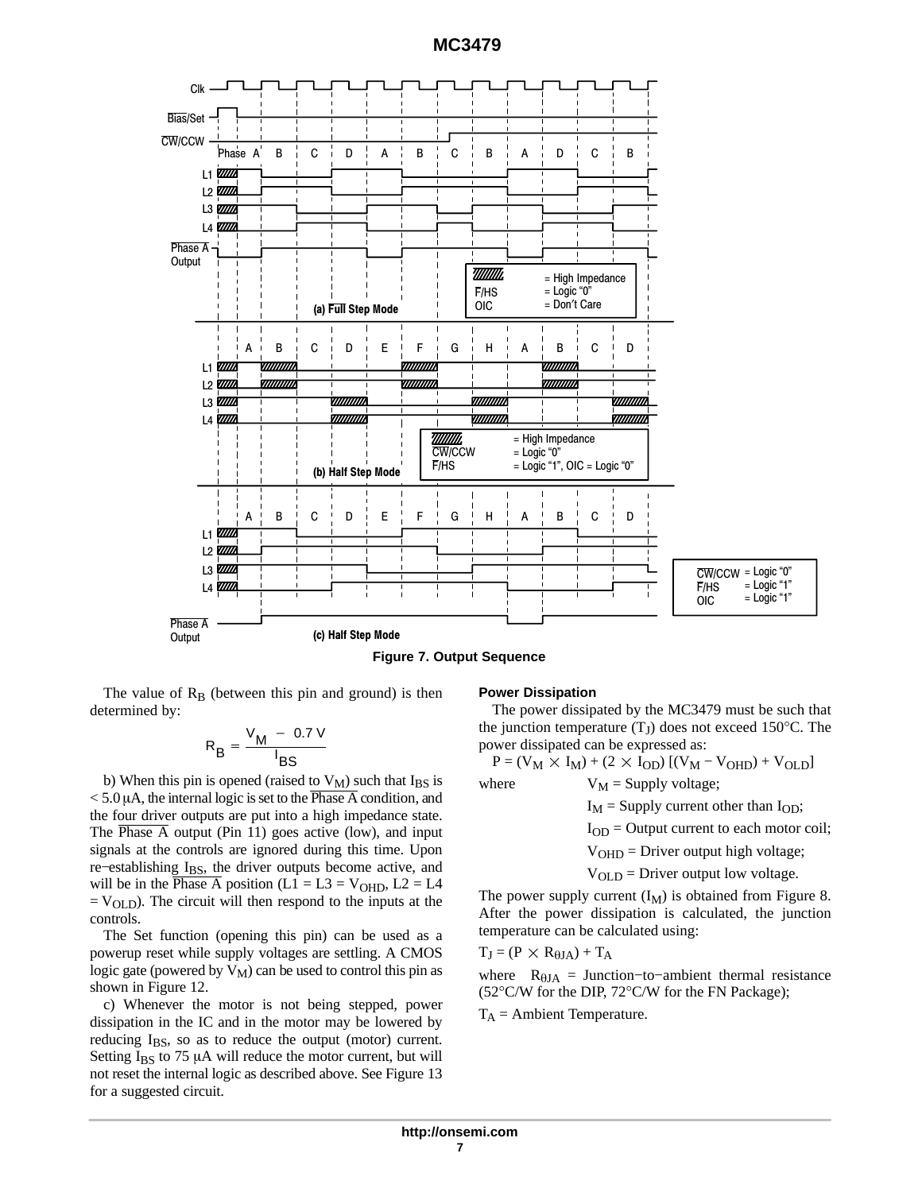Figure 7. Output Sequence

The value of $R_B$ (between this pin and ground) is then determined by:

$$R_B = \frac{V_M - 0.7\ V}{I_{BS}}$$

b) When this pin is opened (raised to $V_M$) such that $I_{BS}$ is < 5.0 μA, the internal logic is set to the $\overline{\text{Phase A}}$ condition, and the four driver outputs are put into a high impedance state. The $\overline{\text{Phase A}}$ output (Pin 11) goes active (low), and input signals at the controls are ignored during this time. Upon re−establishing $I_{BS}$, the driver outputs become active, and will be in the $\overline{\text{Phase A}}$ position (L1 = L3 = $V_{OHD}$, L2 = L4 = $V_{OLD}$). The circuit will then respond to the inputs at the controls.

The Set function (opening this pin) can be used as a powerup reset while supply voltages are settling. A CMOS logic gate (powered by $V_M$) can be used to control this pin as shown in Figure 12.

c) Whenever the motor is not being stepped, power dissipation in the IC and in the motor may be lowered by reducing $I_{BS}$, so as to reduce the output (motor) current. Setting $I_{BS}$ to 75 μA will reduce the motor current, but will not reset the internal logic as described above. See Figure 13 for a suggested circuit.

**Power Dissipation**

The power dissipated by the MC3479 must be such that the junction temperature ($T_J$) does not exceed 150°C. The power dissipated can be expressed as:

$$P = (V_M \times I_M) + (2 \times I_{OD})\,[(V_M - V_{OHD}) + V_{OLD}]$$

where
- $V_M$ = Supply voltage;
- $I_M$ = Supply current other than $I_{OD}$;
- $I_{OD}$ = Output current to each motor coil;
- $V_{OHD}$ = Driver output high voltage;
- $V_{OLD}$ = Driver output low voltage.

The power supply current ($I_M$) is obtained from Figure 8. After the power dissipation is calculated, the junction temperature can be calculated using:

$$T_J = (P \times R_{\theta JA}) + T_A$$

where $R_{\theta JA}$ = Junction−to−ambient thermal resistance (52°C/W for the DIP, 72°C/W for the FN Package);

$T_A$ = Ambient Temperature.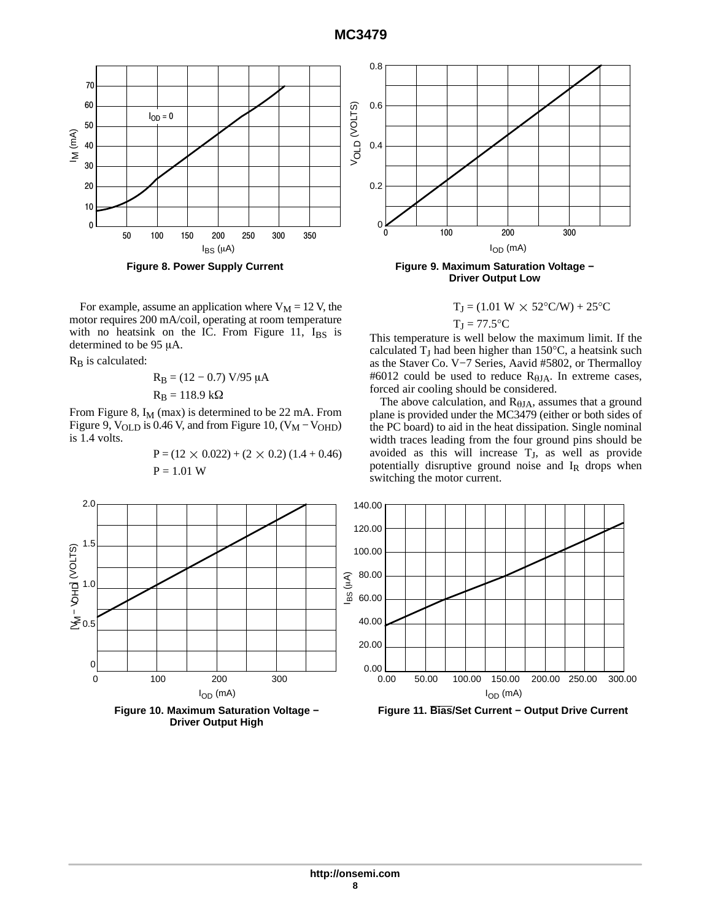Figure 8. Power Supply Current

Figure 9. Maximum Saturation Voltage − Driver Output Low

For example, assume an application where $V_M$ = 12 V, the motor requires 200 mA/coil, operating at room temperature with no heatsink on the IC. From Figure 11, $I_{BS}$ is determined to be 95 μA.

$R_B$ is calculated:

$$R_B = (12 - 0.7)\ \text{V}/95\ \mu\text{A}$$

$$R_B = 118.9\ \text{k}\Omega$$

From Figure 8, $I_M$ (max) is determined to be 22 mA. From Figure 9, $V_{OLD}$ is 0.46 V, and from Figure 10, ($V_M - V_{OHD}$) is 1.4 volts.

$$P = (12 \times 0.022) + (2 \times 0.2)\ (1.4 + 0.46)$$

$$P = 1.01\ \text{W}$$

$$T_J = (1.01\ \text{W} \times 52°\text{C/W}) + 25°\text{C}$$

$$T_J = 77.5°\text{C}$$

This temperature is well below the maximum limit. If the calculated $T_J$ had been higher than 150°C, a heatsink such as the Staver Co. V−7 Series, Aavid #5802, or Thermalloy #6012 could be used to reduce $R_{\theta JA}$. In extreme cases, forced air cooling should be considered.

The above calculation, and $R_{\theta JA}$, assumes that a ground plane is provided under the MC3479 (either or both sides of the PC board) to aid in the heat dissipation. Single nominal width traces leading from the four ground pins should be avoided as this will increase $T_J$, as well as provide potentially disruptive ground noise and $I_R$ drops when switching the motor current.

Figure 10. Maximum Saturation Voltage − Driver Output High

Figure 11. $\overline{\text{Bias}}$/Set Current − Output Drive Current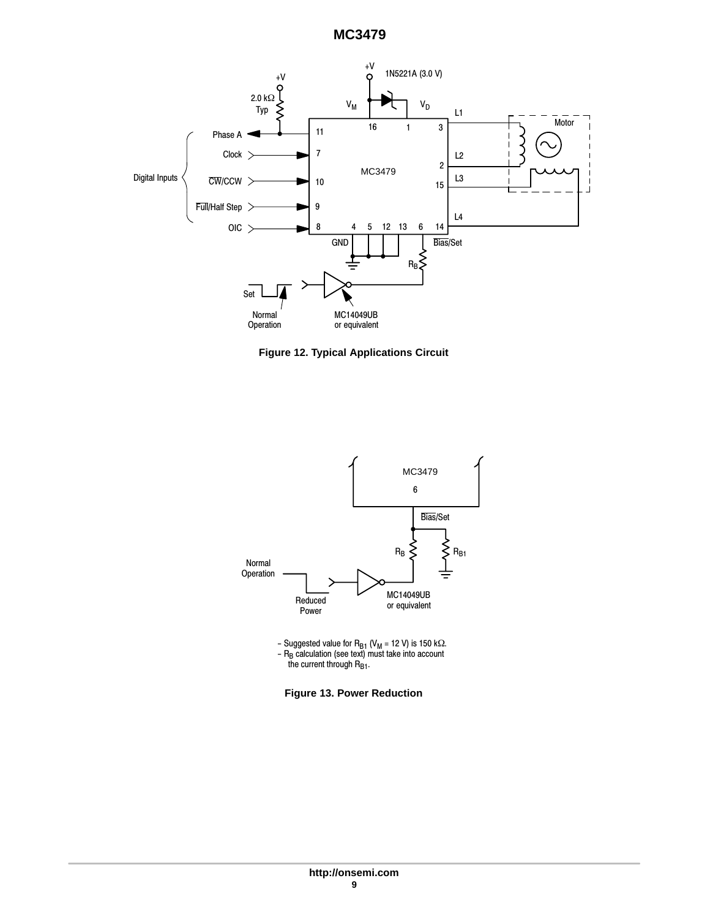Figure 12. Typical Applications Circuit

– Suggested value for $R_{B1}$ ($V_M$ = 12 V) is 150 kΩ.
– $R_B$ calculation (see text) must take into account the current through $R_{B1}$.

Figure 13. Power Reduction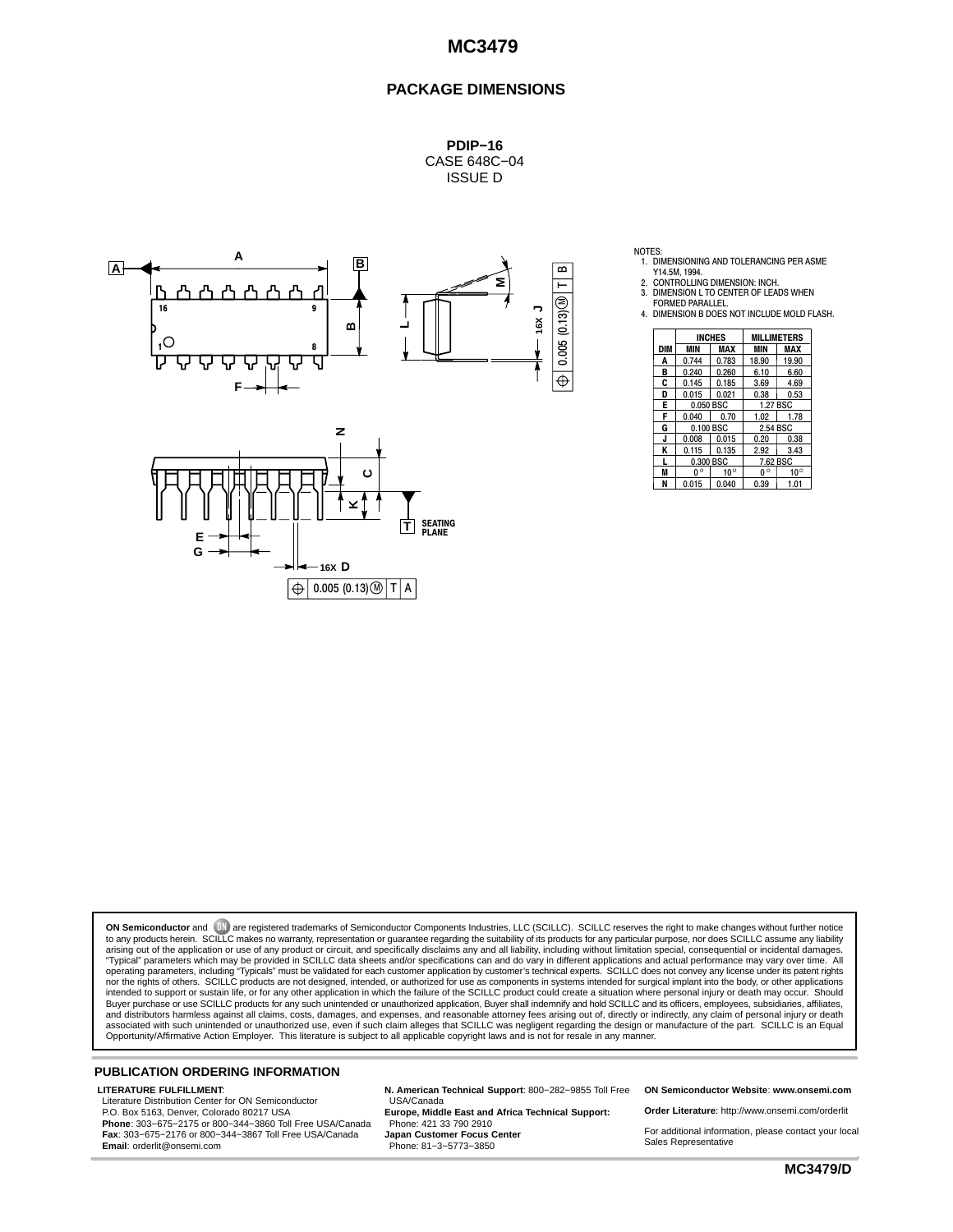## PACKAGE DIMENSIONS

**PDIP−16**
CASE 648C−04
ISSUE D

A
B
16 9
1 8
F
M
L
J
16X
0.005 (0.13) M T B
N
C
K
T SEATING PLANE
E
G
16X D
0.005 (0.13) M T A

NOTES:
1. DIMENSIONING AND TOLERANCING PER ASME Y14.5M, 1994.
2. CONTROLLING DIMENSION: INCH.
3. DIMENSION L TO CENTER OF LEADS WHEN FORMED PARALLEL.
4. DIMENSION B DOES NOT INCLUDE MOLD FLASH.

| DIM | INCHES | | MILLIMETERS | |
|---|---|---|---|---|
| | MIN | MAX | MIN | MAX |
| A | 0.744 | 0.783 | 18.90 | 19.90 |
| B | 0.240 | 0.260 | 6.10 | 6.60 |
| C | 0.145 | 0.185 | 3.69 | 4.69 |
| D | 0.015 | 0.021 | 0.38 | 0.53 |
| E | 0.050 BSC | | 1.27 BSC | |
| F | 0.040 | 0.70 | 1.02 | 1.78 |
| G | 0.100 BSC | | 2.54 BSC | |
| J | 0.008 | 0.015 | 0.20 | 0.38 |
| K | 0.115 | 0.135 | 2.92 | 3.43 |
| L | 0.300 BSC | | 7.62 BSC | |
| M | 0° | 10° | 0° | 10° |
| N | 0.015 | 0.040 | 0.39 | 1.01 |

**ON Semiconductor** and ON are registered trademarks of Semiconductor Components Industries, LLC (SCILLC). SCILLC reserves the right to make changes without further notice to any products herein. SCILLC makes no warranty, representation or guarantee regarding the suitability of its products for any particular purpose, nor does SCILLC assume any liability arising out of the application or use of any product or circuit, and specifically disclaims any and all liability, including without limitation special, consequential or incidental damages. "Typical" parameters which may be provided in SCILLC data sheets and/or specifications can and do vary in different applications and actual performance may vary over time. All operating parameters, including "Typicals" must be validated for each customer application by customer's technical experts. SCILLC does not convey any license under its patent rights nor the rights of others. SCILLC products are not designed, intended, or authorized for use as components in systems intended for surgical implant into the body, or other applications intended to support or sustain life, or for any other application in which the failure of the SCILLC product could create a situation where personal injury or death may occur. Should Buyer purchase or use SCILLC products for any such unintended or unauthorized application, Buyer shall indemnify and hold SCILLC and its officers, employees, subsidiaries, affiliates, and distributors harmless against all claims, costs, damages, and expenses, and reasonable attorney fees arising out of, directly or indirectly, any claim of personal injury or death associated with such unintended or unauthorized use, even if such claim alleges that SCILLC was negligent regarding the design or manufacture of the part. SCILLC is an Equal Opportunity/Affirmative Action Employer. This literature is subject to all applicable copyright laws and is not for resale in any manner.

### PUBLICATION ORDERING INFORMATION

**LITERATURE FULFILLMENT**:
Literature Distribution Center for ON Semiconductor
P.O. Box 5163, Denver, Colorado 80217 USA
**Phone**: 303−675−2175 or 800−344−3860 Toll Free USA/Canada
**Fax**: 303−675−2176 or 800−344−3867 Toll Free USA/Canada
**Email**: orderlit@onsemi.com

**N. American Technical Support**: 800−282−9855 Toll Free USA/Canada
**Europe, Middle East and Africa Technical Support:**
Phone: 421 33 790 2910
**Japan Customer Focus Center**
Phone: 81−3−5773−3850

**ON Semiconductor Website**: **www.onsemi.com**

**Order Literature**: http://www.onsemi.com/orderlit

For additional information, please contact your local Sales Representative

**MC3479/D**